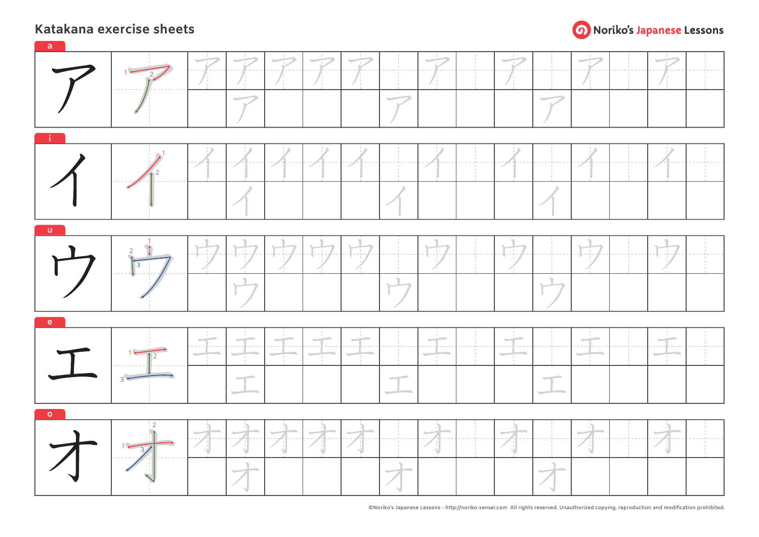# Katakana exercise sheets

Noriko's Japanese Lessons

**a**

ア

**i**

イ

**u**

ウ

**e**

エ

**o**

オ

©Noriko's Japanese Lessons - http://noriko-sensei.com All rights reserved. Unauthorized copying, reproduction and modification prohibited.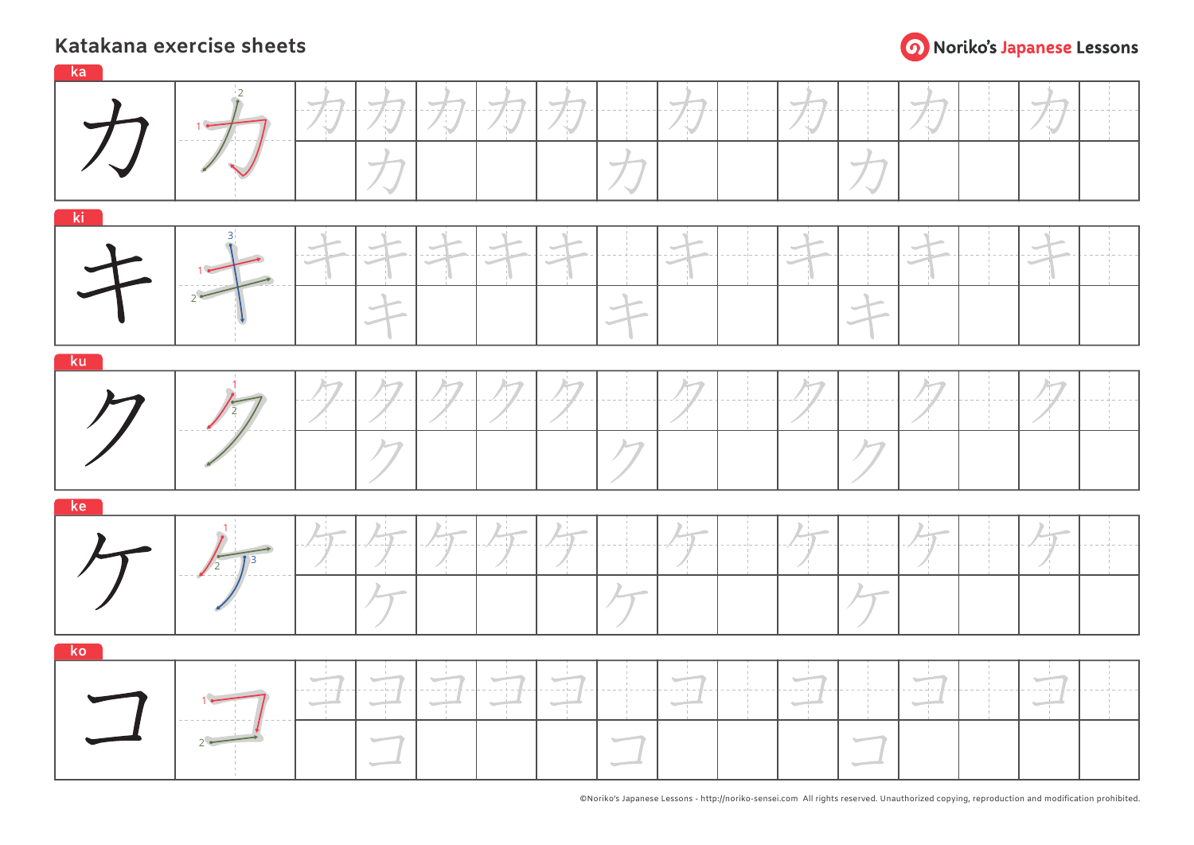# Katakana exercise sheets

Noriko's Japanese Lessons

**ka**

カ

**ki**

キ

**ku**

ク

**ke**

ケ

**ko**

コ

©Noriko's Japanese Lessons - http://noriko-sensei.com All rights reserved. Unauthorized copying, reproduction and modification prohibited.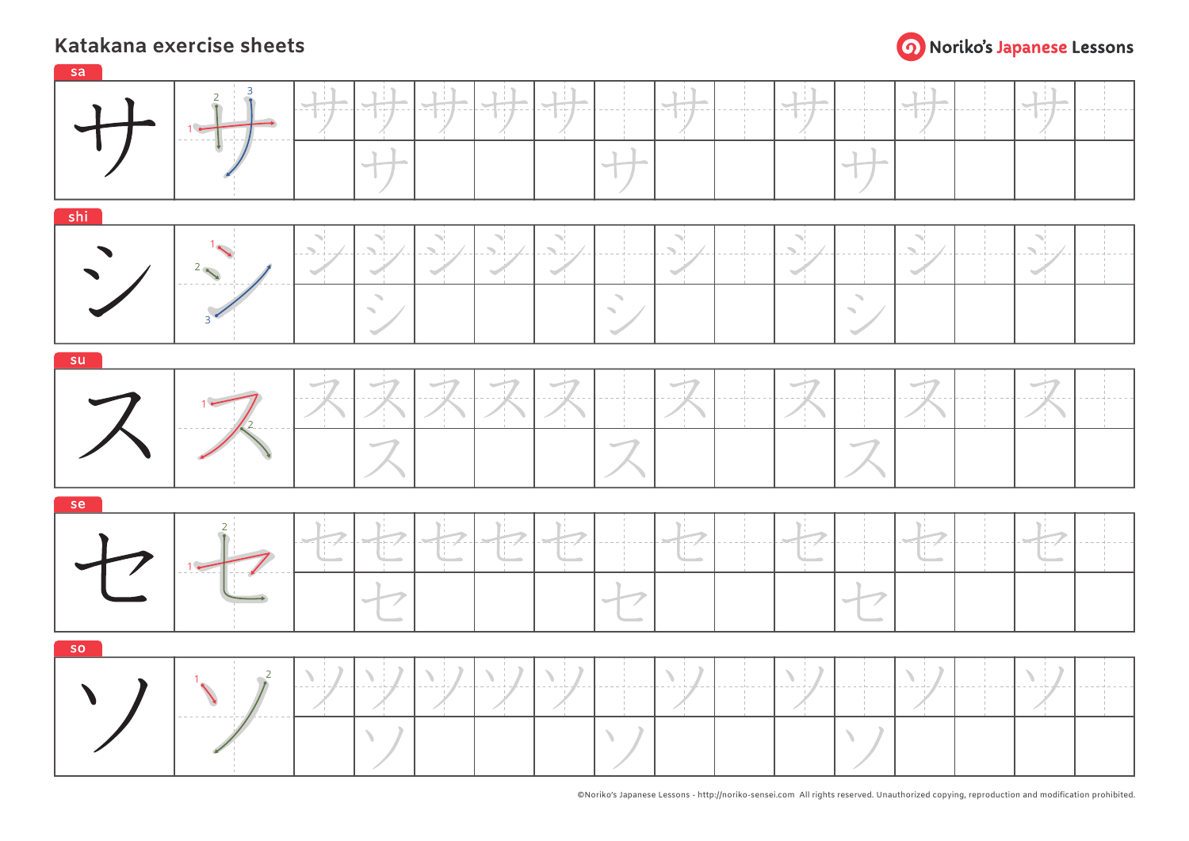# Katakana exercise sheets

Noriko's Japanese Lessons

**sa**

サ

**shi**

シ

**su**

ス

**se**

セ

**so**

ソ

©Noriko's Japanese Lessons - http://noriko-sensei.com All rights reserved. Unauthorized copying, reproduction and modification prohibited.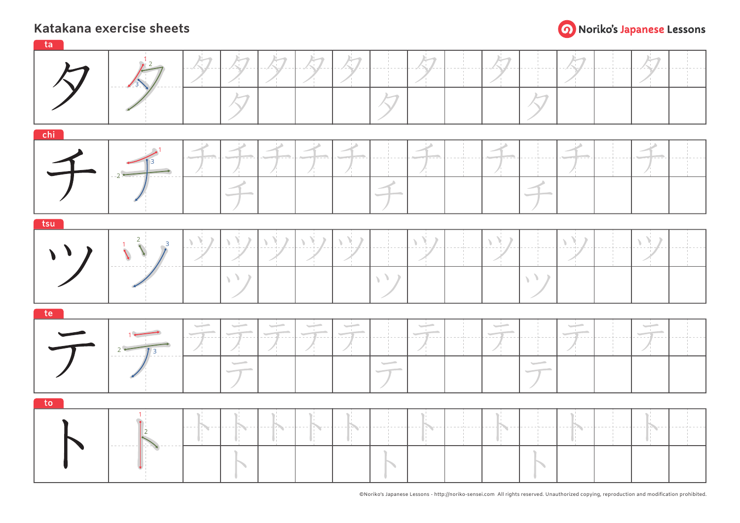# Katakana exercise sheets

Noriko's Japanese Lessons

**ta**

タ

**chi**

チ

**tsu**

ツ

**te**

テ

**to**

ト

©Noriko's Japanese Lessons - http://noriko-sensei.com All rights reserved. Unauthorized copying, reproduction and modification prohibited.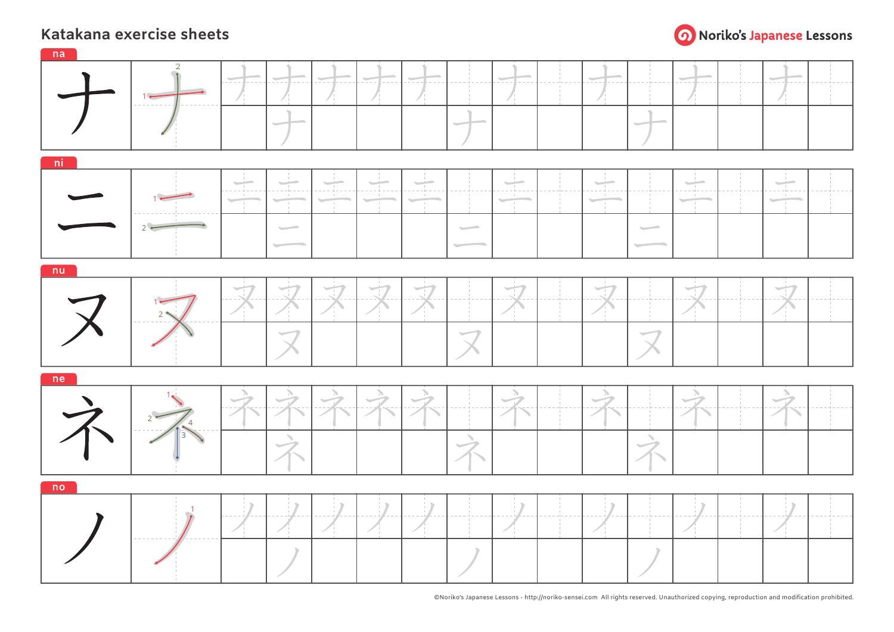# Katakana exercise sheets

Noriko's Japanese Lessons

**na**

ナ

**ni**

ニ

**nu**

ヌ

**ne**

ネ

**no**

ノ

©Noriko's Japanese Lessons - http://noriko-sensei.com All rights reserved. Unauthorized copying, reproduction and modification prohibited.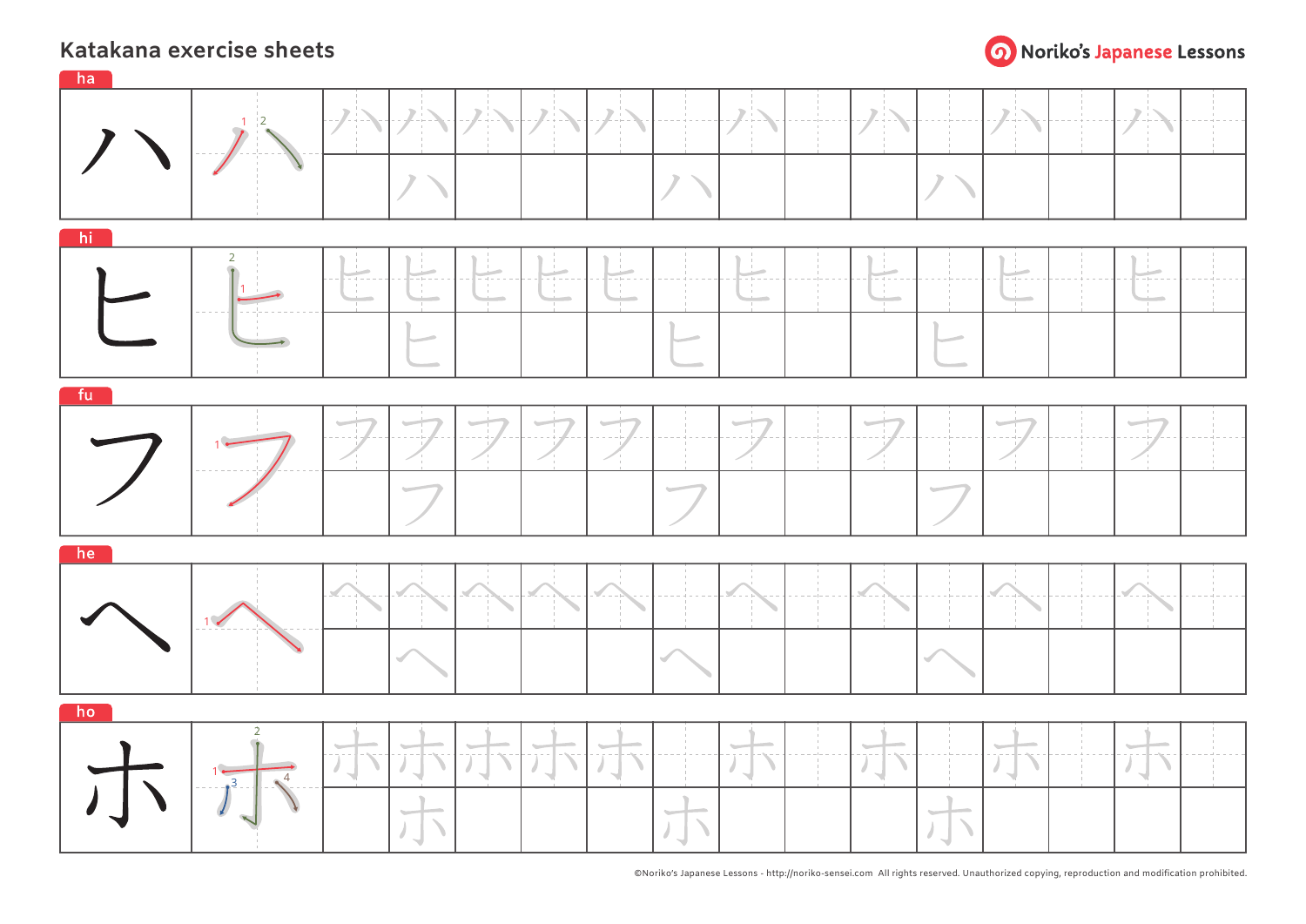# Katakana exercise sheets

Noriko's Japanese Lessons

**ha**

ハ

**hi**

ヒ

**fu**

フ

**he**

ヘ

**ho**

ホ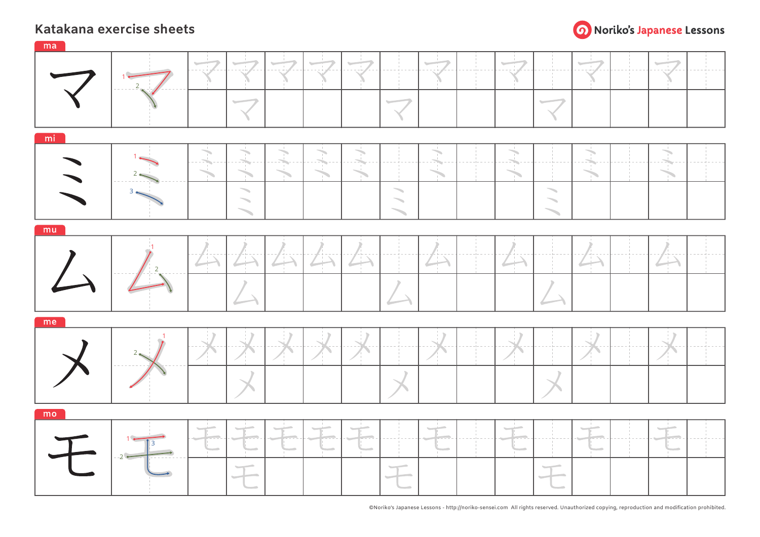# Katakana exercise sheets

Noriko's Japanese Lessons

ma

マ

1 2

mi

ミ

1 2 3

mu

ム

1 2

me

メ

1 2

mo

モ

1 2 3

©Noriko's Japanese Lessons - http://noriko-sensei.com All rights reserved. Unauthorized copying, reproduction and modification prohibited.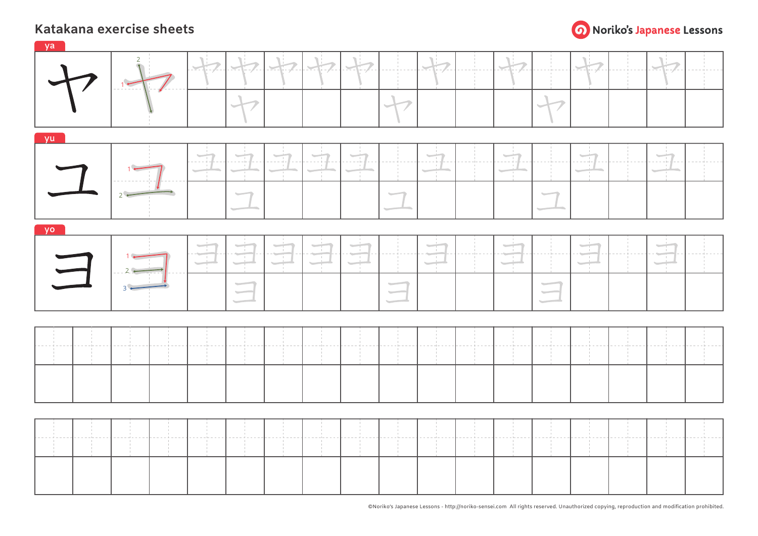# Katakana exercise sheets

Noriko's Japanese Lessons

**ya**

ヤ

1, 2

**yu**

ユ

1, 2

**yo**

ヨ

1, 2, 3

©Noriko's Japanese Lessons - http://noriko-sensei.com All rights reserved. Unauthorized copying, reproduction and modification prohibited.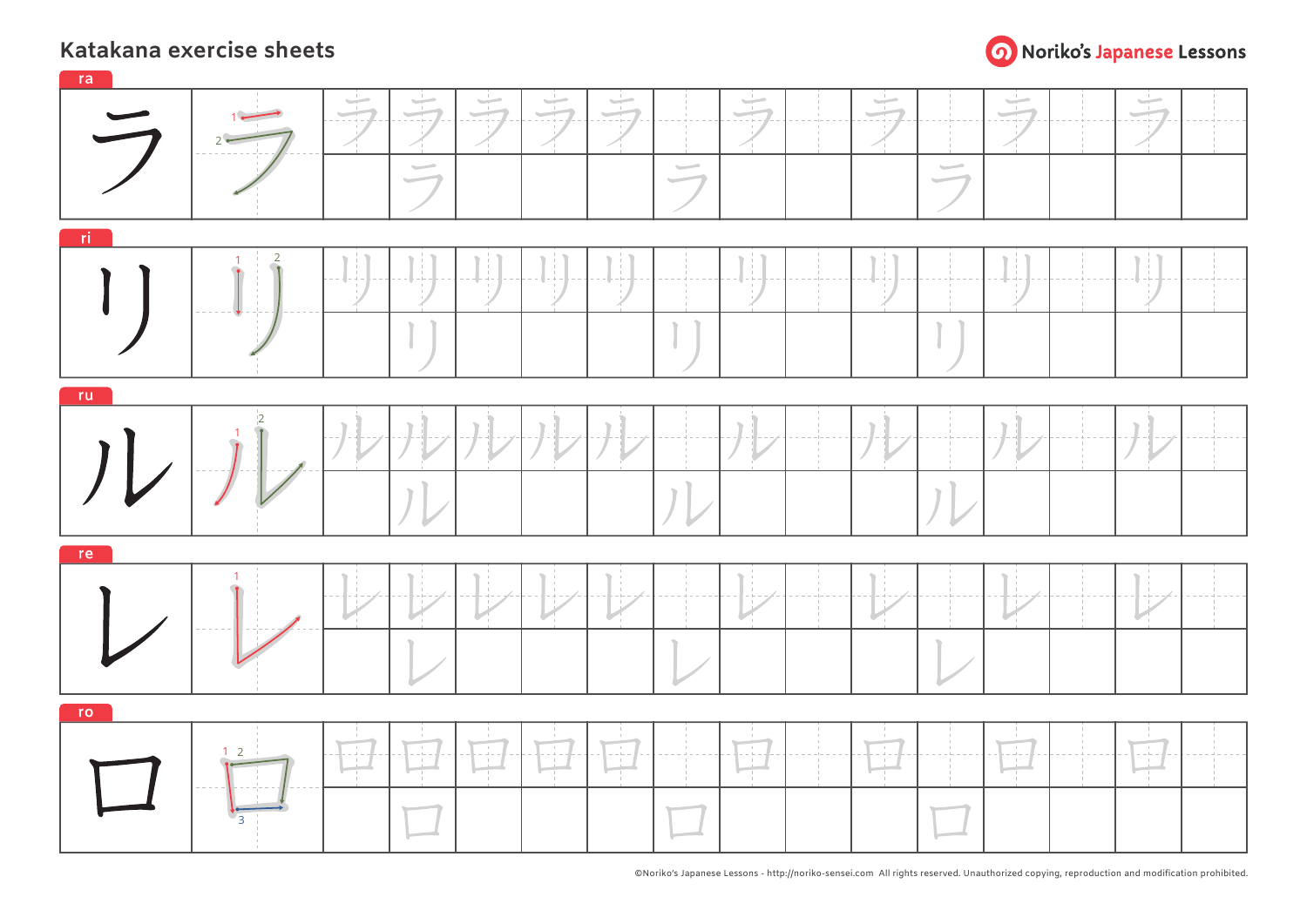# Katakana exercise sheets

Noriko's Japanese Lessons

**ra**

ラ

**ri**

リ

**ru**

ル

**re**

レ

**ro**

ロ

©Noriko's Japanese Lessons - http://noriko-sensei.com All rights reserved. Unauthorized copying, reproduction and modification prohibited.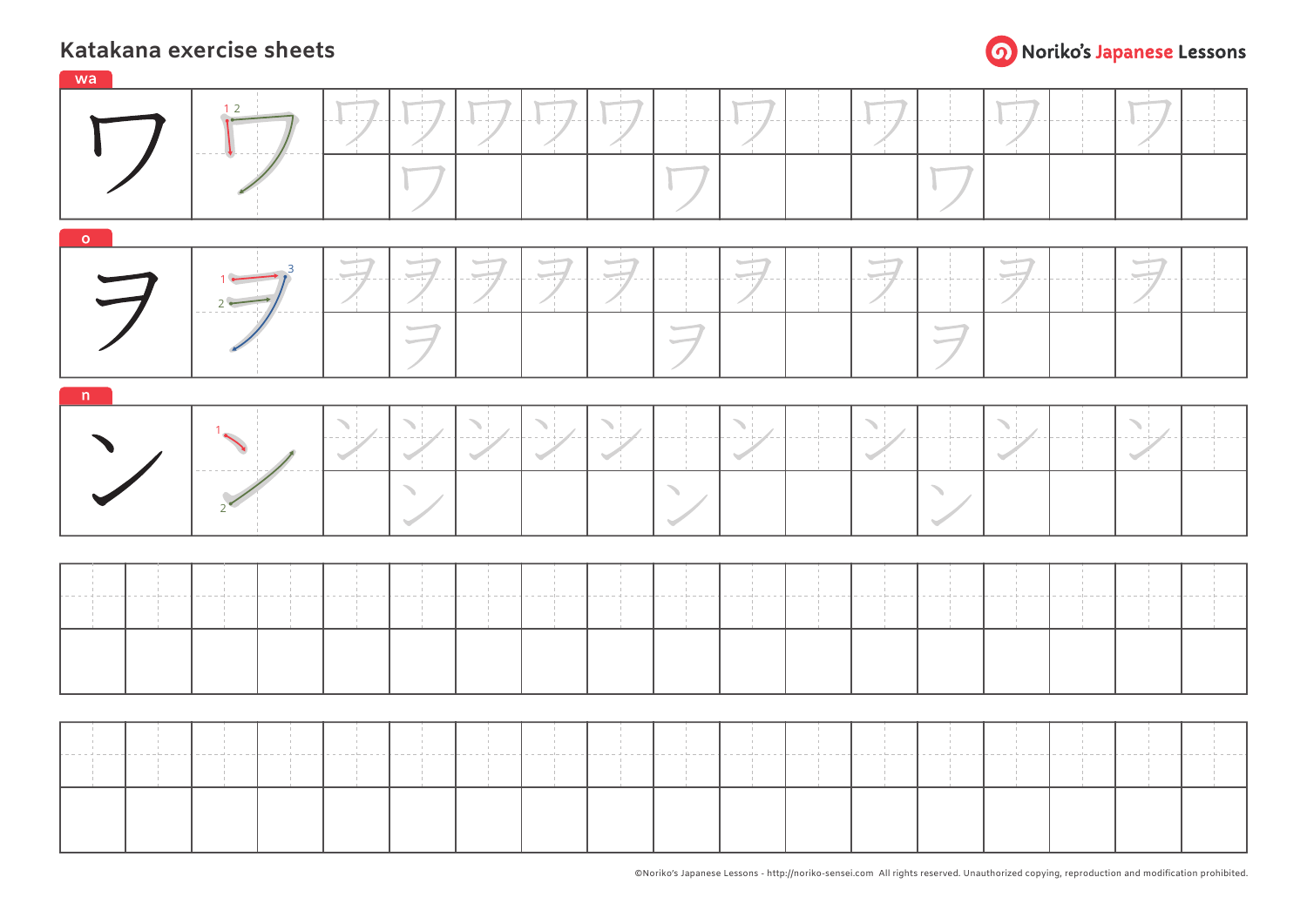# Katakana exercise sheets

Noriko's Japanese Lessons

**wa**

ワ

**o**

ヲ

**n**

ン

©Noriko's Japanese Lessons - http://noriko-sensei.com All rights reserved. Unauthorized copying, reproduction and modification prohibited.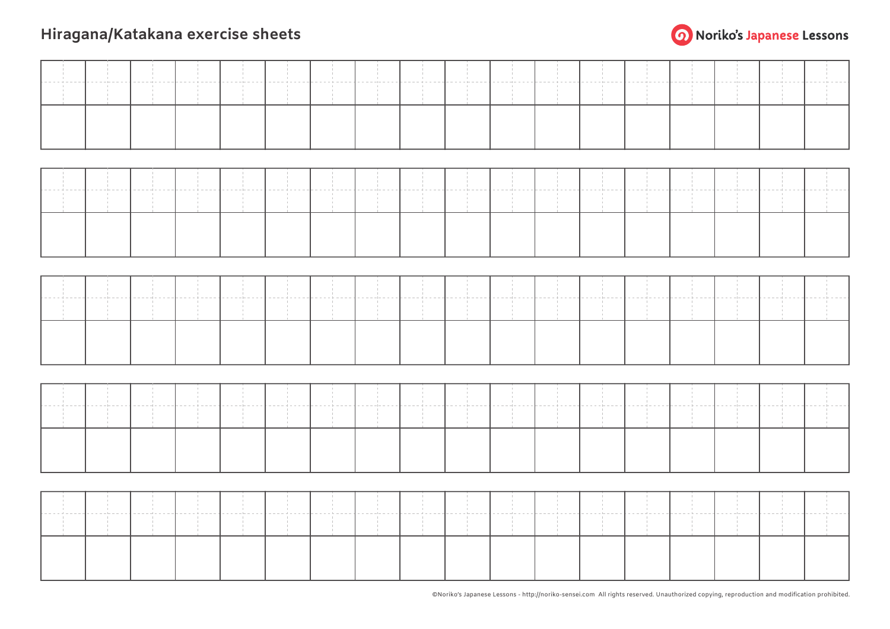# Hiragana/Katakana exercise sheets

Noriko's Japanese Lessons

©Noriko's Japanese Lessons - http://noriko-sensei.com All rights reserved. Unauthorized copying, reproduction and modification prohibited.